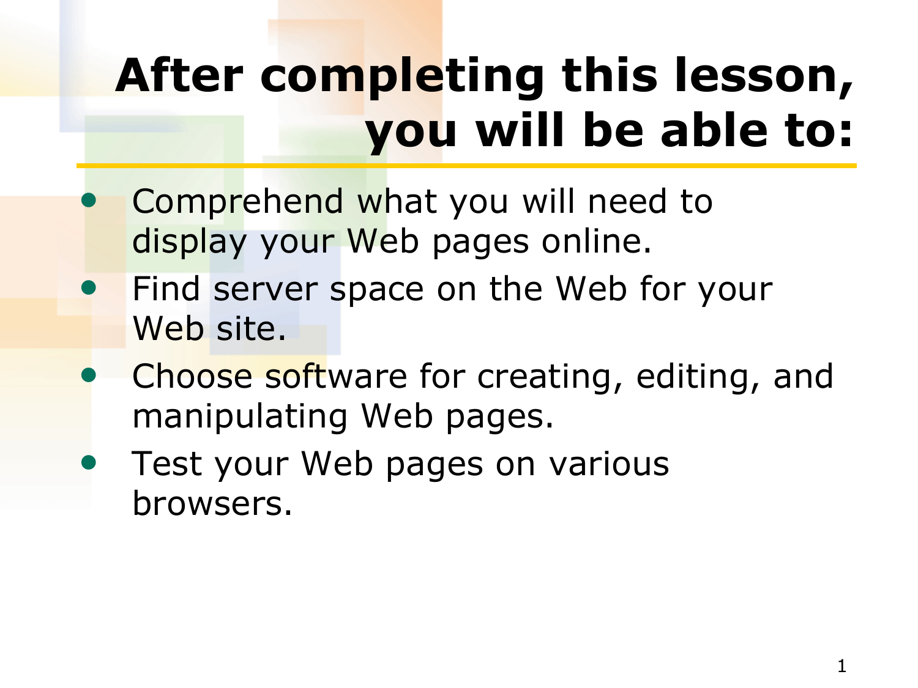# After completing this lesson, you will be able to:

- Comprehend what you will need to display your Web pages online.
- Find server space on the Web for your Web site.
- Choose software for creating, editing, and manipulating Web pages.
- Test your Web pages on various browsers.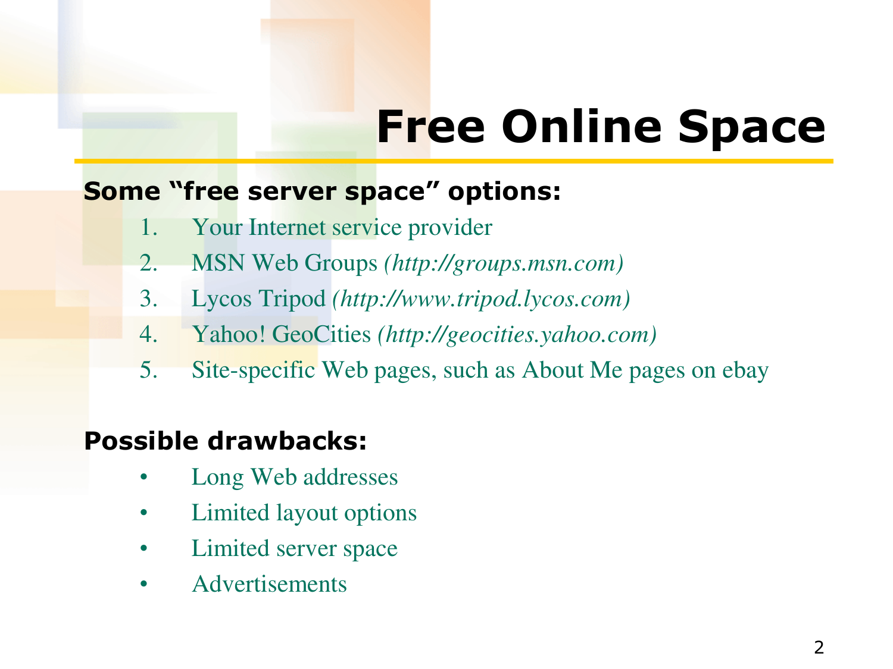# Free Online Space

**Some "free server space" options:**

1. Your Internet service provider
2. MSN Web Groups *(http://groups.msn.com)*
3. Lycos Tripod *(http://www.tripod.lycos.com)*
4. Yahoo! GeoCities *(http://geocities.yahoo.com)*
5. Site-specific Web pages, such as About Me pages on ebay

**Possible drawbacks:**

- Long Web addresses
- Limited layout options
- Limited server space
- Advertisements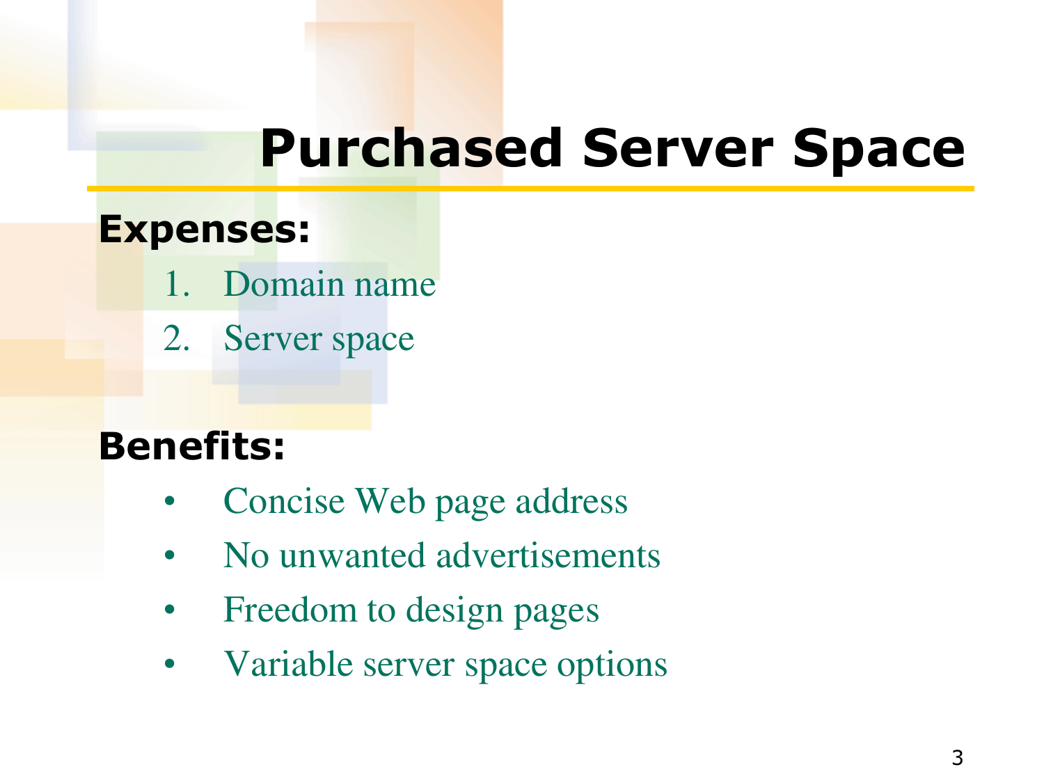# Purchased Server Space

**Expenses:**

1. Domain name
2. Server space

**Benefits:**

- Concise Web page address
- No unwanted advertisements
- Freedom to design pages
- Variable server space options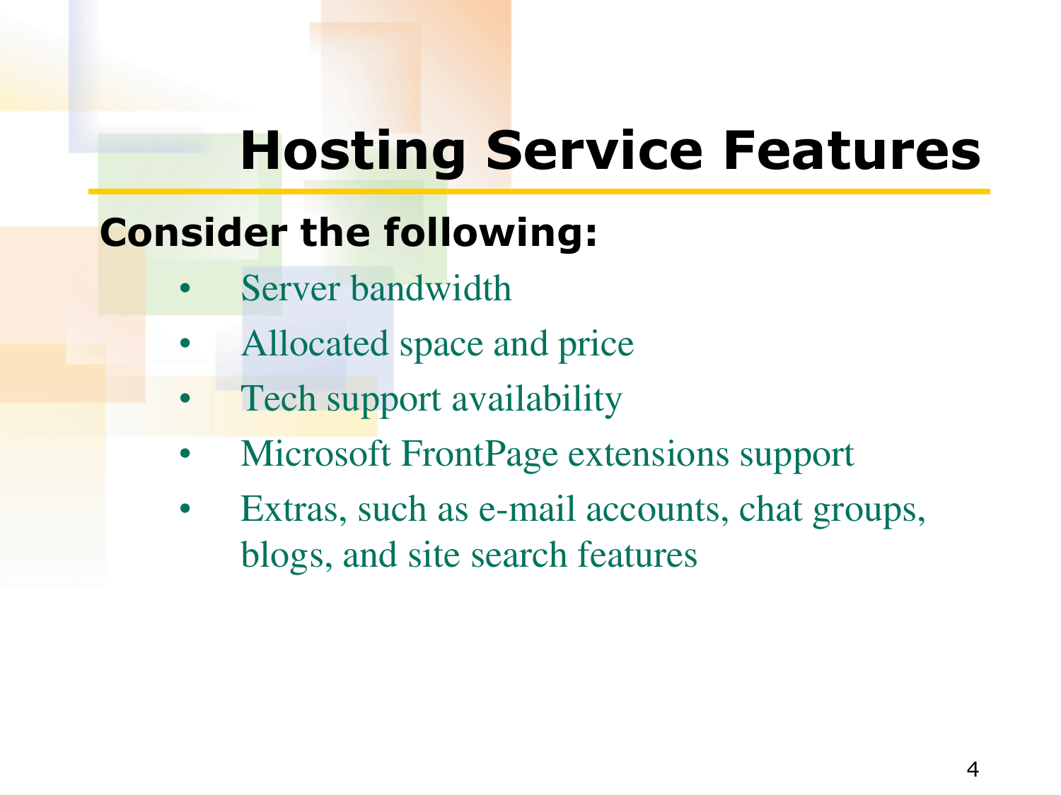# Hosting Service Features

**Consider the following:**

- Server bandwidth
- Allocated space and price
- Tech support availability
- Microsoft FrontPage extensions support
- Extras, such as e-mail accounts, chat groups, blogs, and site search features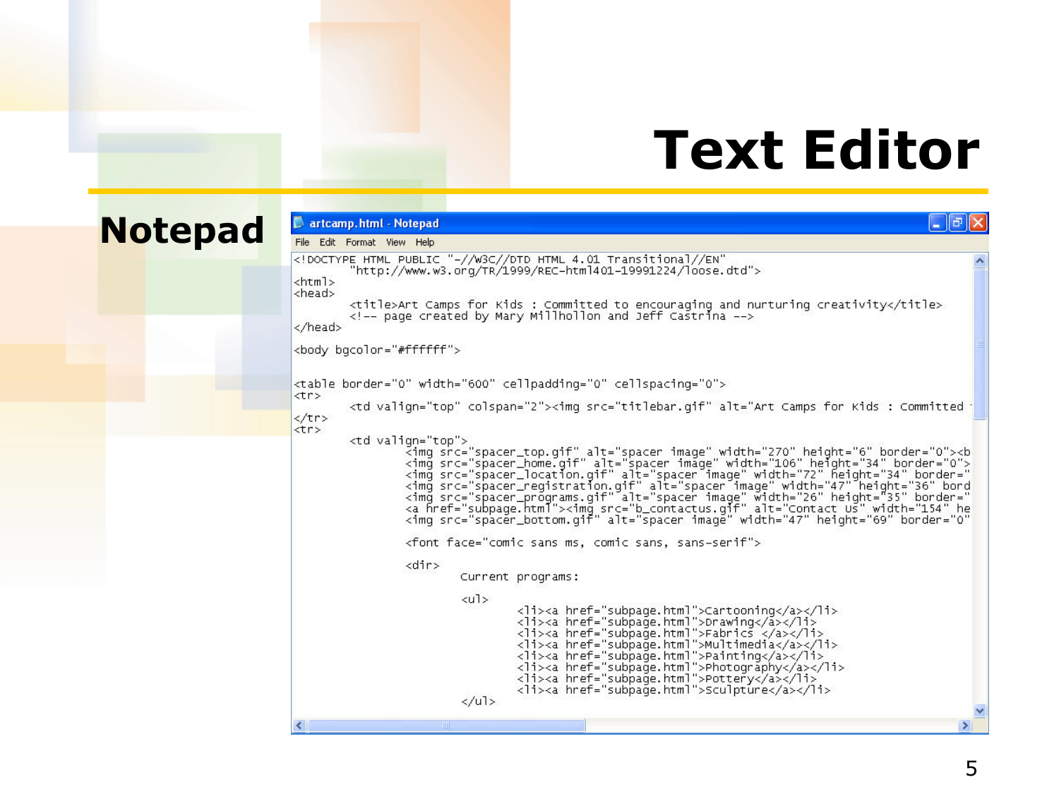# Text Editor

## Notepad

artcamp.html - Notepad

File Edit Format View Help

```
<!DOCTYPE HTML PUBLIC "-//W3C//DTD HTML 4.01 Transitional//EN"
        "http://www.w3.org/TR/1999/REC-html401-19991224/loose.dtd">
<html>
<head>
        <title>Art Camps for Kids : Committed to encouraging and nurturing creativity</title>
        <!-- page created by Mary Millhollon and Jeff Castrina -->
</head>

<body bgcolor="#ffffff">


<table border="0" width="600" cellpadding="0" cellspacing="0">
<tr>
        <td valign="top" colspan="2"><img src="titlebar.gif" alt="Art Camps for Kids : Committed
</tr>
<tr>
        <td valign="top">
                <img src="spacer_top.gif" alt="spacer image" width="270" height="6" border="0"><b
                <img src="spacer_home.gif" alt="spacer image" width="106" height="34" border="0">
                <img src="spacer_location.gif" alt="spacer image" width="72" height="34" border="
                <img src="spacer_registration.gif" alt="spacer image" width="47" height="36" bord
                <img src="spacer_programs.gif" alt="spacer image" width="26" height="35" border="
                <a href="subpage.html"><img src="b_contactus.gif" alt="Contact Us" width="154" he
                <img src="spacer_bottom.gif" alt="spacer image" width="47" height="69" border="0"

                <font face="comic sans ms, comic sans, sans-serif">

                <dir>
                        Current programs:

                        <ul>
                                <li><a href="subpage.html">Cartooning</a></li>
                                <li><a href="subpage.html">Drawing</a></li>
                                <li><a href="subpage.html">Fabrics </a></li>
                                <li><a href="subpage.html">Multimedia</a></li>
                                <li><a href="subpage.html">Painting</a></li>
                                <li><a href="subpage.html">Photography</a></li>
                                <li><a href="subpage.html">Pottery</a></li>
                                <li><a href="subpage.html">Sculpture</a></li>
                        </ul>
```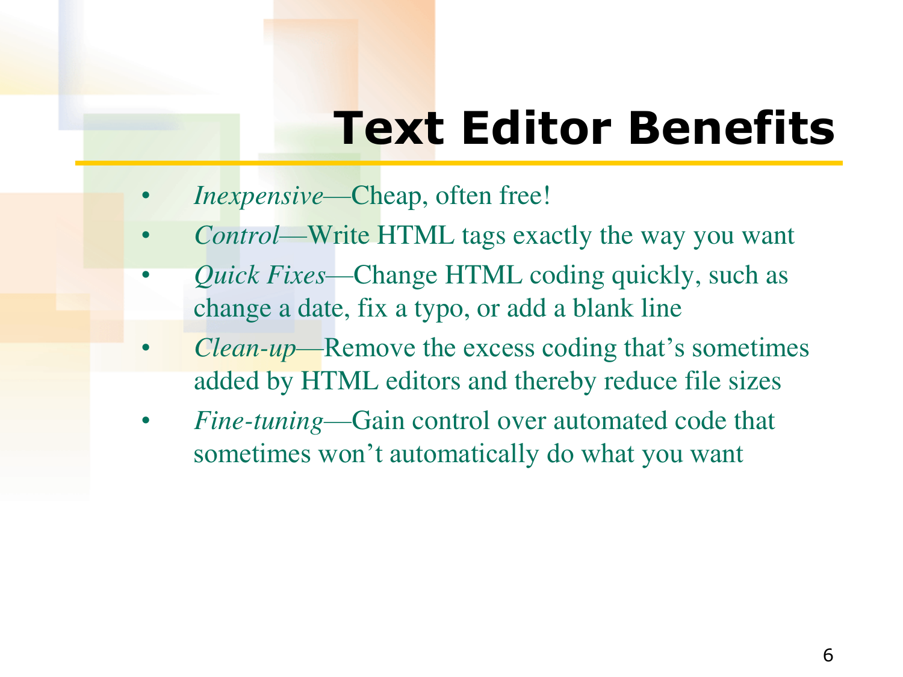# Text Editor Benefits

- *Inexpensive*—Cheap, often free!
- *Control*—Write HTML tags exactly the way you want
- *Quick Fixes*—Change HTML coding quickly, such as change a date, fix a typo, or add a blank line
- *Clean-up*—Remove the excess coding that's sometimes added by HTML editors and thereby reduce file sizes
- *Fine-tuning*—Gain control over automated code that sometimes won't automatically do what you want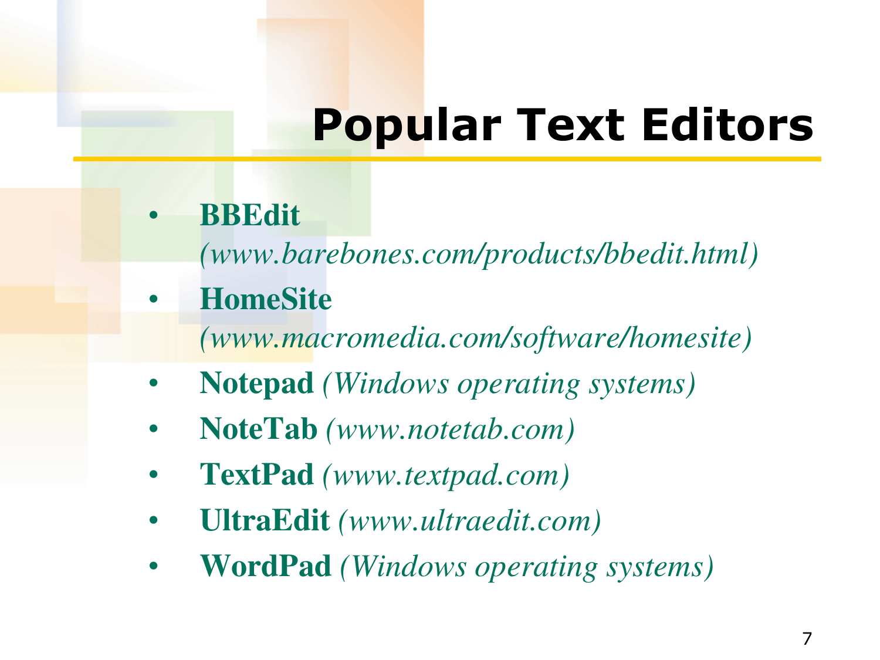# Popular Text Editors

- **BBEdit** *(www.barebones.com/products/bbedit.html)*
- **HomeSite** *(www.macromedia.com/software/homesite)*
- **Notepad** *(Windows operating systems)*
- **NoteTab** *(www.notetab.com)*
- **TextPad** *(www.textpad.com)*
- **UltraEdit** *(www.ultraedit.com)*
- **WordPad** *(Windows operating systems)*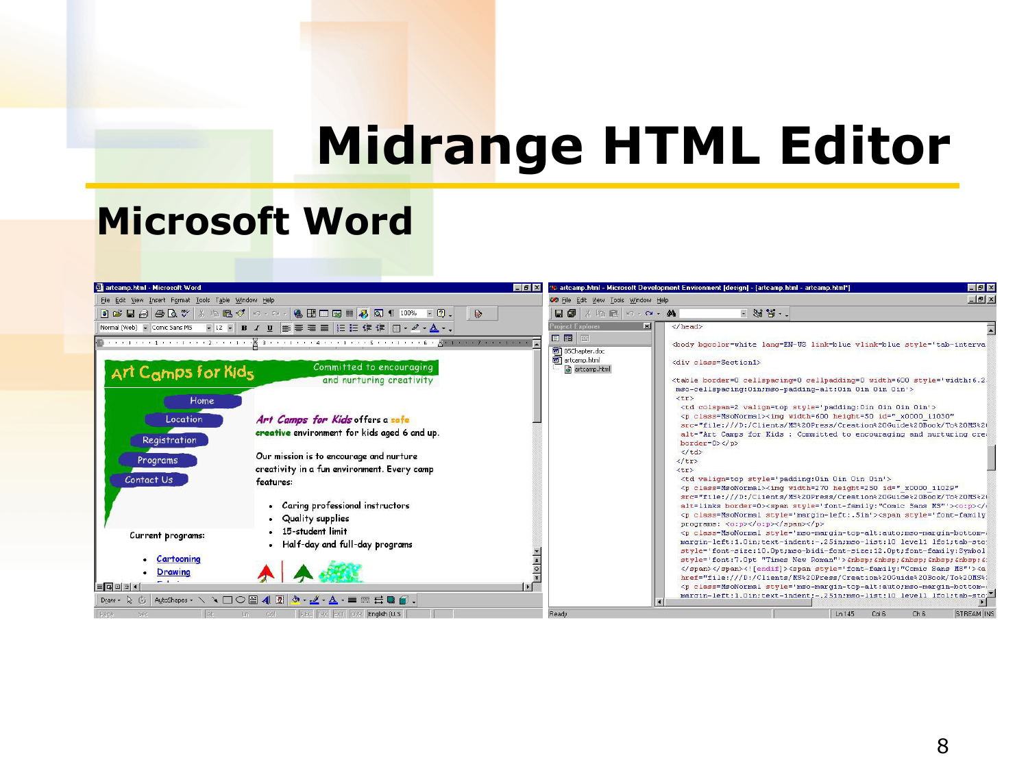# Midrange HTML Editor

## Microsoft Word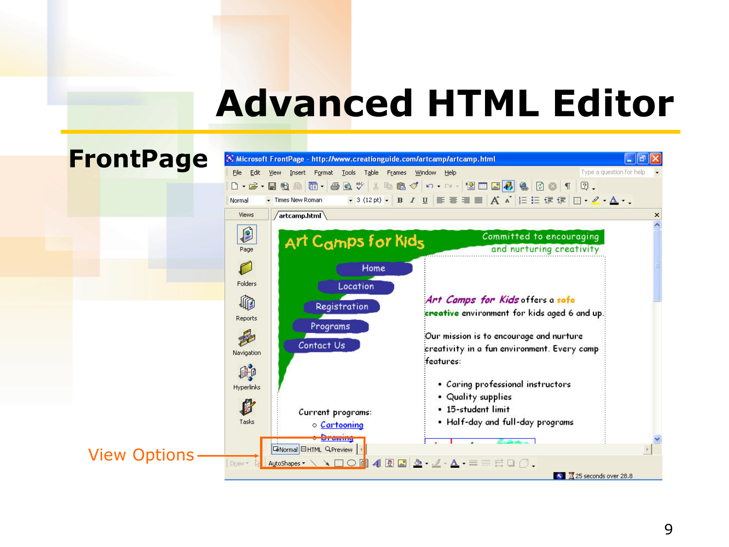# Advanced HTML Editor

## FrontPage

View Options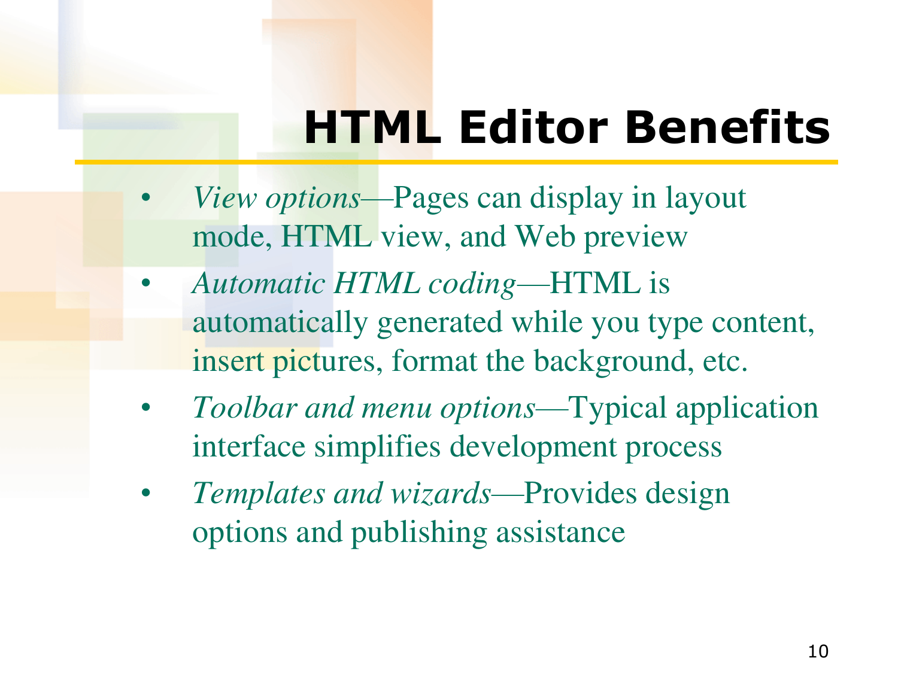# HTML Editor Benefits

- *View options*—Pages can display in layout mode, HTML view, and Web preview
- *Automatic HTML coding*—HTML is automatically generated while you type content, insert pictures, format the background, etc.
- *Toolbar and menu options*—Typical application interface simplifies development process
- *Templates and wizards*—Provides design options and publishing assistance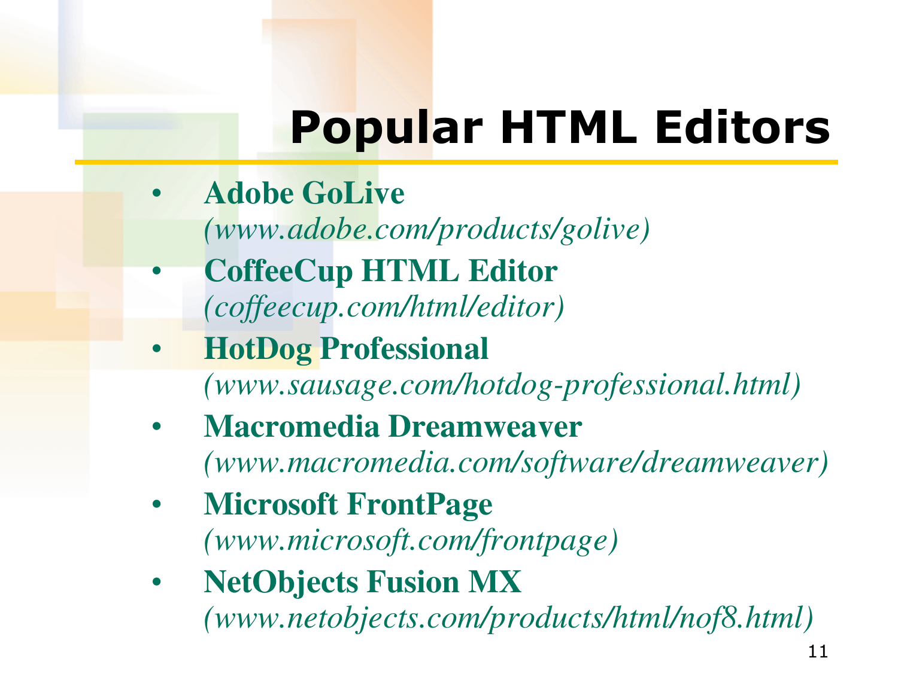# Popular HTML Editors

- **Adobe GoLive**
  *(www.adobe.com/products/golive)*
- **CoffeeCup HTML Editor**
  *(coffeecup.com/html/editor)*
- **HotDog Professional**
  *(www.sausage.com/hotdog-professional.html)*
- **Macromedia Dreamweaver**
  *(www.macromedia.com/software/dreamweaver)*
- **Microsoft FrontPage**
  *(www.microsoft.com/frontpage)*
- **NetObjects Fusion MX**
  *(www.netobjects.com/products/html/nof8.html)*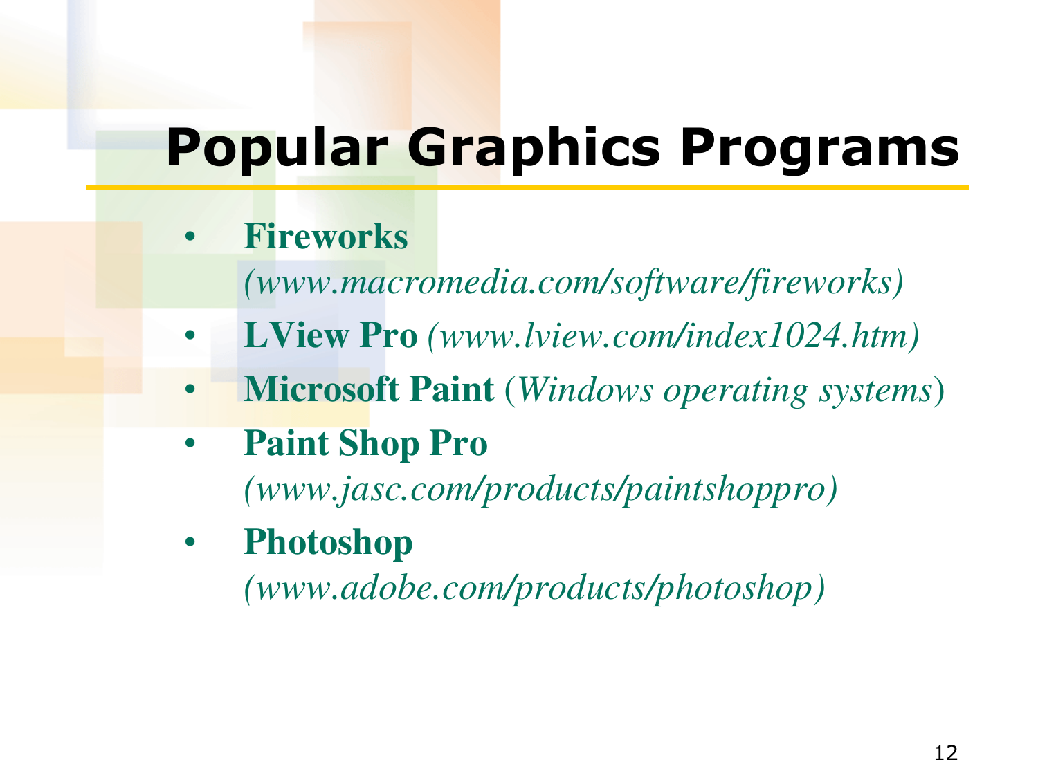# Popular Graphics Programs

- **Fireworks** *(www.macromedia.com/software/fireworks)*
- **LView Pro** *(www.lview.com/index1024.htm)*
- **Microsoft Paint** (*Windows operating systems*)
- **Paint Shop Pro** *(www.jasc.com/products/paintshoppro)*
- **Photoshop** *(www.adobe.com/products/photoshop)*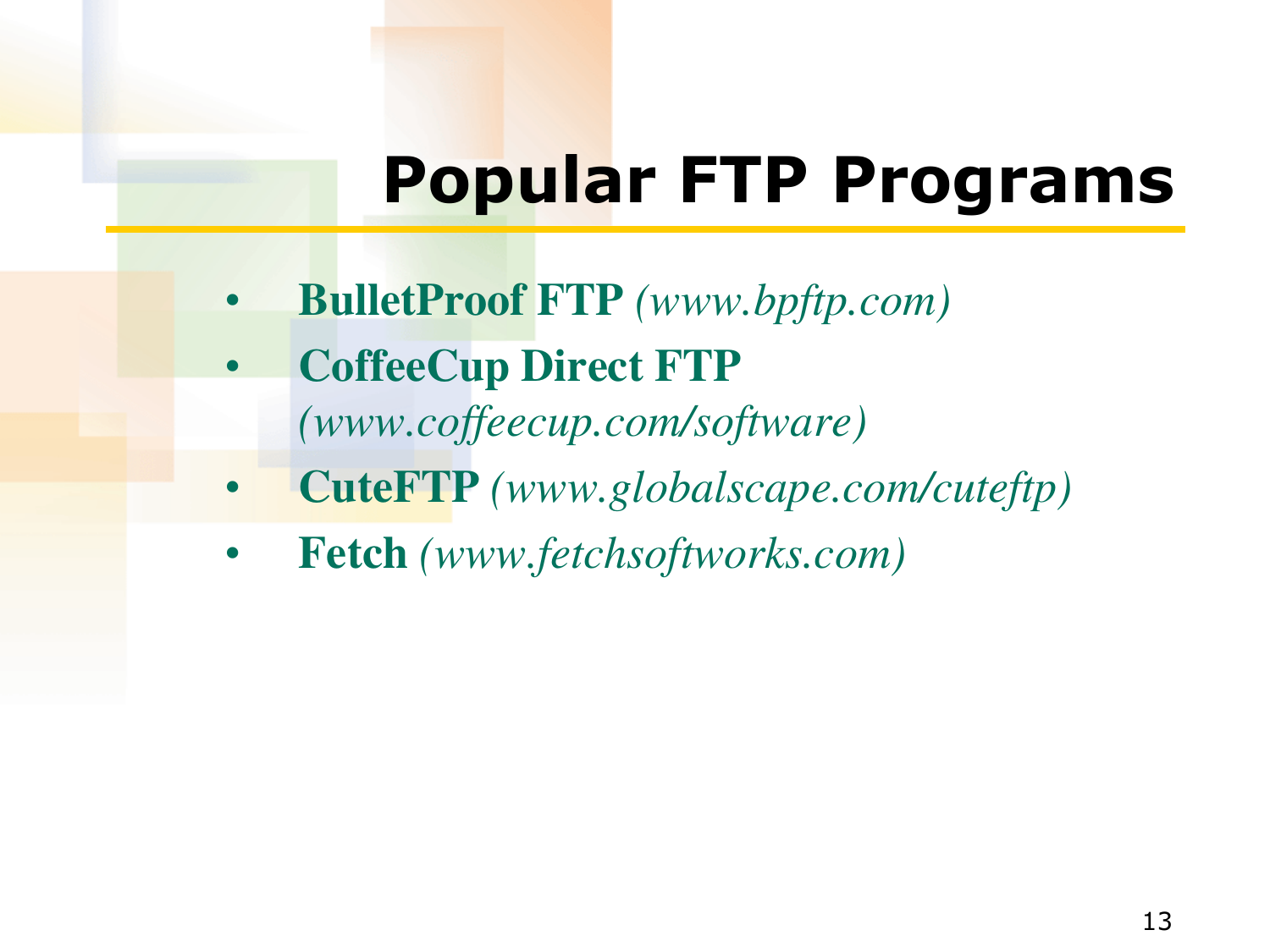# Popular FTP Programs

- **BulletProof FTP** *(www.bpftp.com)*
- **CoffeeCup Direct FTP** *(www.coffeecup.com/software)*
- **CuteFTP** *(www.globalscape.com/cuteftp)*
- **Fetch** *(www.fetchsoftworks.com)*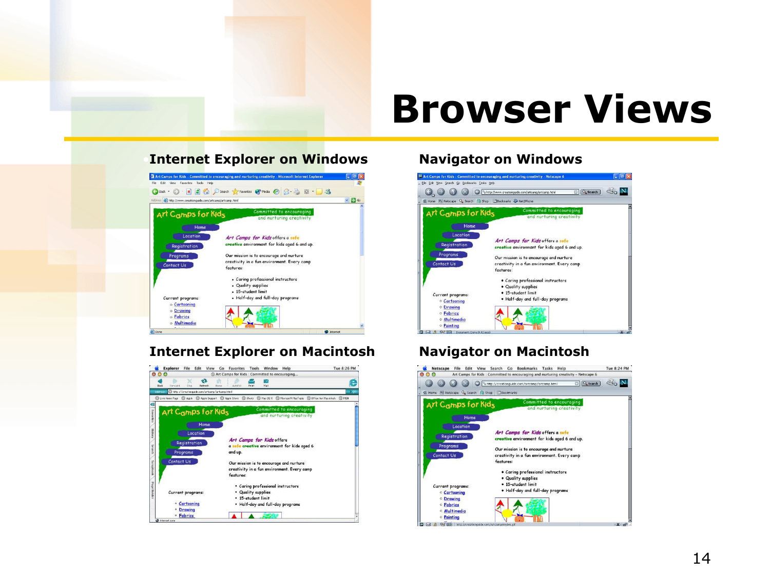# Browser Views

### Internet Explorer on Windows

### Navigator on Windows

### Internet Explorer on Macintosh

### Navigator on Macintosh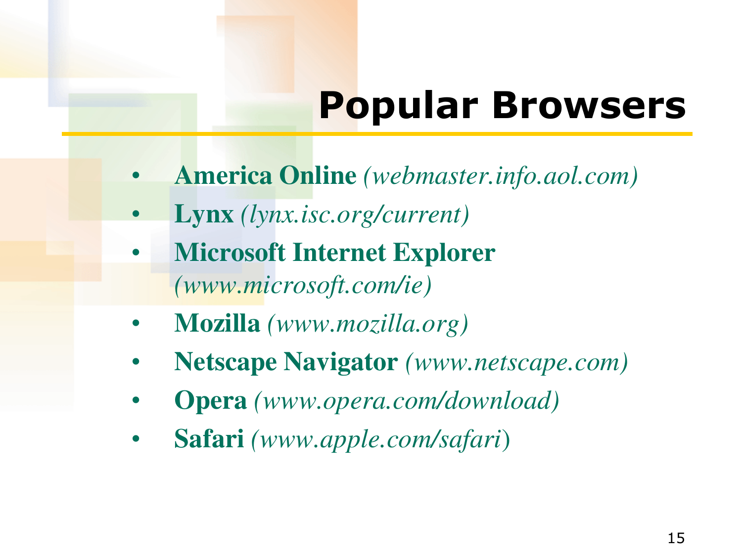# Popular Browsers

- **America Online** *(webmaster.info.aol.com)*
- **Lynx** *(lynx.isc.org/current)*
- **Microsoft Internet Explorer** *(www.microsoft.com/ie)*
- **Mozilla** *(www.mozilla.org)*
- **Netscape Navigator** *(www.netscape.com)*
- **Opera** *(www.opera.com/download)*
- **Safari** *(www.apple.com/safari)*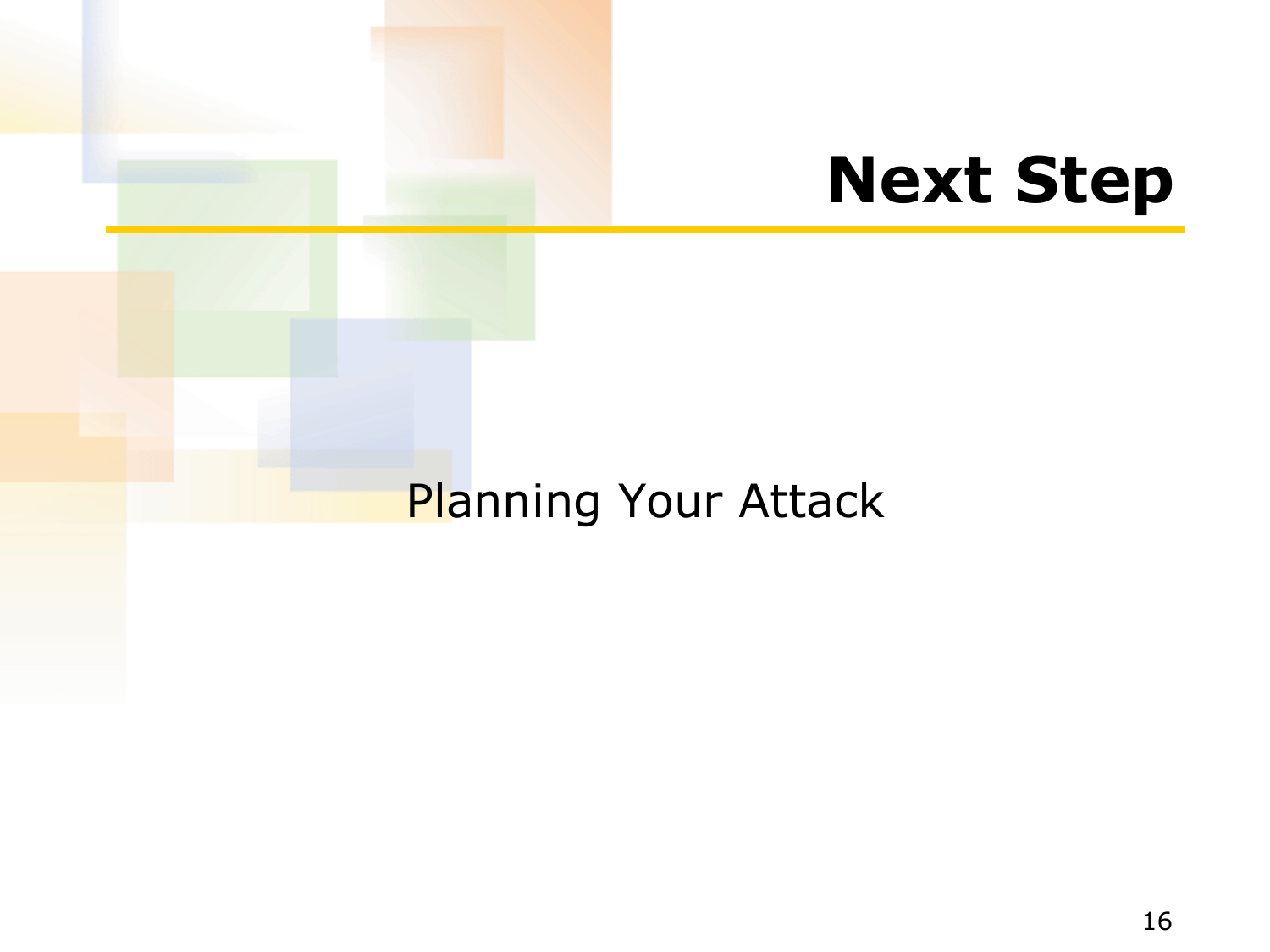# Next Step

Planning Your Attack